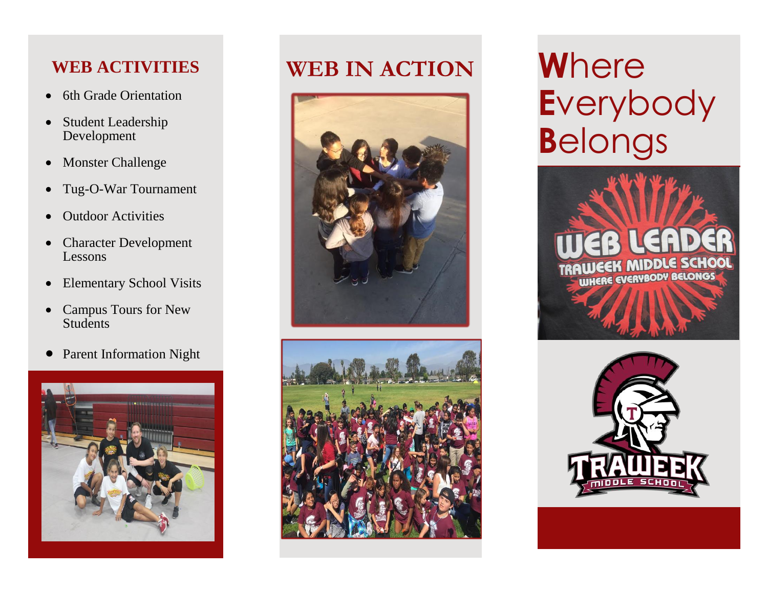## WEB ACTIVITIES

- 6th Grade Orientation
- Student Leadership Development
- Monster Challenge
- Tug-O-War Tournament
- Outdoor Activities
- Character Development Lessons
- Elementary School Visits
- Campus Tours for New Students
- Parent Information Night

## WEB IN ACTION

# **W**here **E**verybody **B**elongs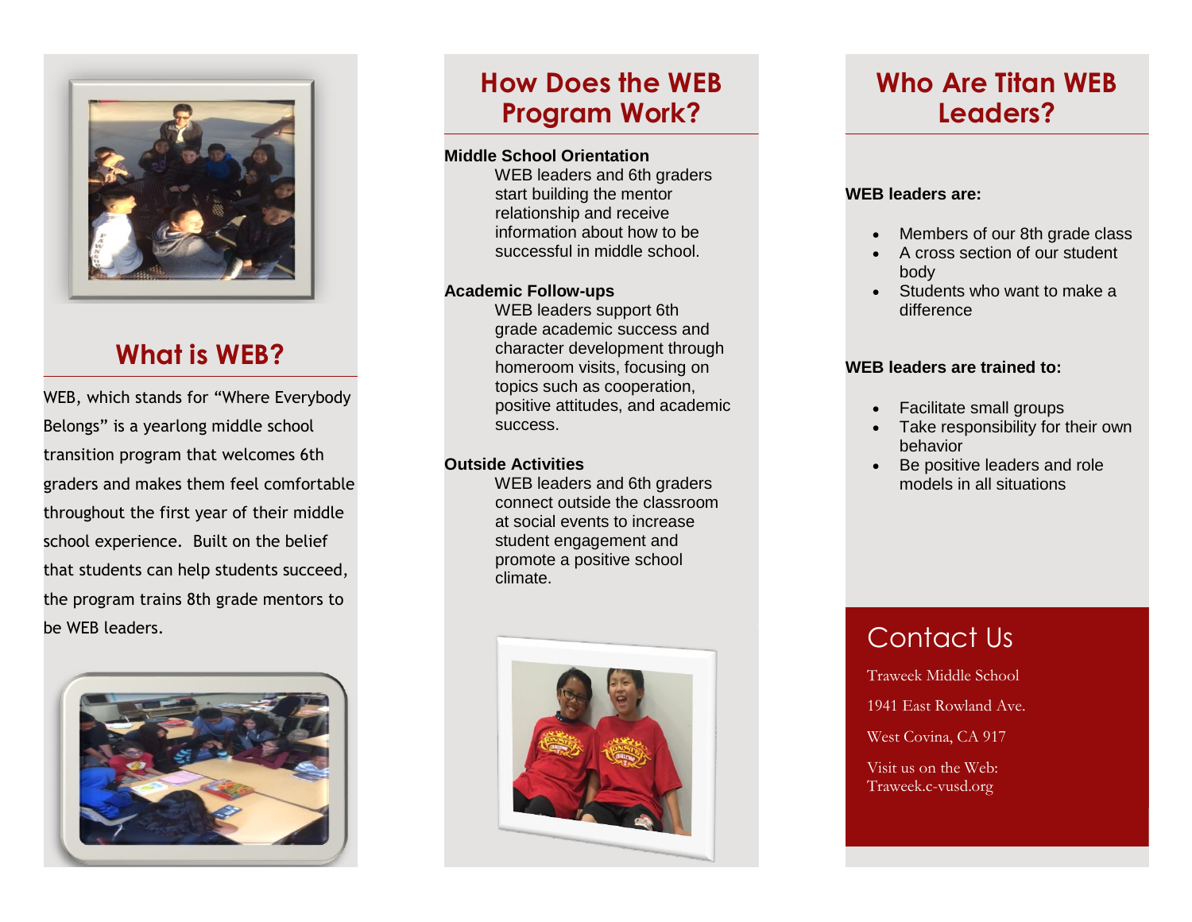## What is WEB?

WEB, which stands for "Where Everybody Belongs" is a yearlong middle school transition program that welcomes 6th graders and makes them feel comfortable throughout the first year of their middle school experience. Built on the belief that students can help students succeed, the program trains 8th grade mentors to be WEB leaders.

## How Does the WEB Program Work?

**Middle School Orientation**

WEB leaders and 6th graders start building the mentor relationship and receive information about how to be successful in middle school.

**Academic Follow-ups**

WEB leaders support 6th grade academic success and character development through homeroom visits, focusing on topics such as cooperation, positive attitudes, and academic success.

**Outside Activities**

WEB leaders and 6th graders connect outside the classroom at social events to increase student engagement and promote a positive school climate.

## Who Are Titan WEB Leaders?

**WEB leaders are:**

- Members of our 8th grade class
- A cross section of our student body
- Students who want to make a difference

**WEB leaders are trained to:**

- Facilitate small groups
- Take responsibility for their own behavior
- Be positive leaders and role models in all situations

## Contact Us

Traweek Middle School

1941 East Rowland Ave.

West Covina, CA 917

Visit us on the Web:
Traweek.c-vusd.org